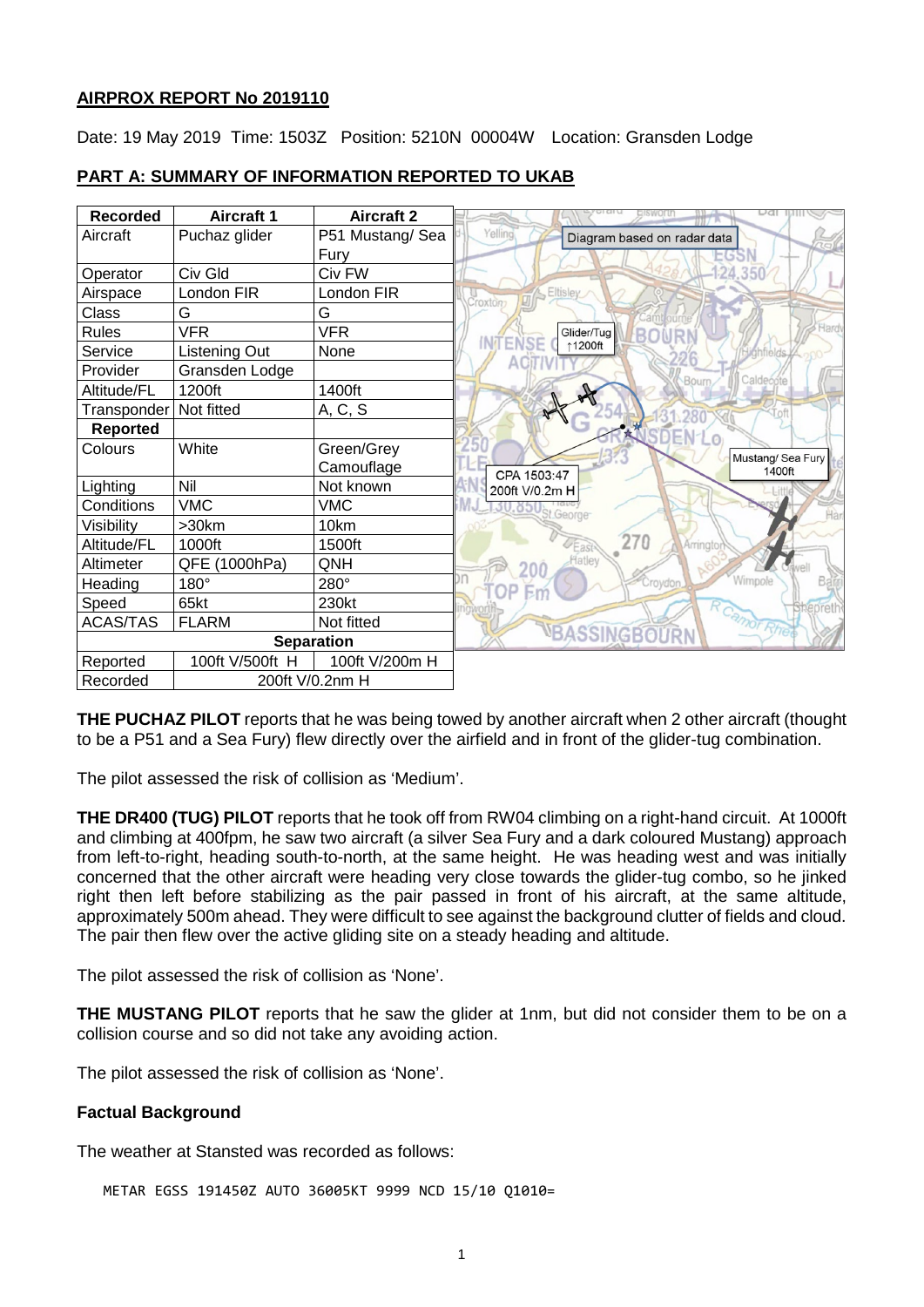**AIRPROX REPORT No 2019110**

Date: 19 May 2019 Time: 1503Z Position: 5210N 00004W Location: Gransden Lodge

**PART A: SUMMARY OF INFORMATION REPORTED TO UKAB**

| Recorded | Aircraft 1 | Aircraft 2 |
|---|---|---|
| Aircraft | Puchaz glider | P51 Mustang/ Sea Fury |
| Operator | Civ Gld | Civ FW |
| Airspace | London FIR | London FIR |
| Class | G | G |
| Rules | VFR | VFR |
| Service | Listening Out | None |
| Provider | Gransden Lodge | |
| Altitude/FL | 1200ft | 1400ft |
| Transponder | Not fitted | A, C, S |
| **Reported** | | |
| Colours | White | Green/Grey Camouflage |
| Lighting | Nil | Not known |
| Conditions | VMC | VMC |
| Visibility | >30km | 10km |
| Altitude/FL | 1000ft | 1500ft |
| Altimeter | QFE (1000hPa) | QNH |
| Heading | 180° | 280° |
| Speed | 65kt | 230kt |
| ACAS/TAS | FLARM | Not fitted |
| **Separation** | | |
| Reported | 100ft V/500ft H | 100ft V/200m H |
| Recorded | 200ft V/0.2nm H | |

Diagram based on radar data

Glider/Tug ↑1200ft

Mustang/ Sea Fury 1400ft

CPA 1503:47 200ft V/0.2m H

**THE PUCHAZ PILOT** reports that he was being towed by another aircraft when 2 other aircraft (thought to be a P51 and a Sea Fury) flew directly over the airfield and in front of the glider-tug combination.

The pilot assessed the risk of collision as 'Medium'.

**THE DR400 (TUG) PILOT** reports that he took off from RW04 climbing on a right-hand circuit. At 1000ft and climbing at 400fpm, he saw two aircraft (a silver Sea Fury and a dark coloured Mustang) approach from left-to-right, heading south-to-north, at the same height. He was heading west and was initially concerned that the other aircraft were heading very close towards the glider-tug combo, so he jinked right then left before stabilizing as the pair passed in front of his aircraft, at the same altitude, approximately 500m ahead. They were difficult to see against the background clutter of fields and cloud. The pair then flew over the active gliding site on a steady heading and altitude.

The pilot assessed the risk of collision as 'None'.

**THE MUSTANG PILOT** reports that he saw the glider at 1nm, but did not consider them to be on a collision course and so did not take any avoiding action.

The pilot assessed the risk of collision as 'None'.

**Factual Background**

The weather at Stansted was recorded as follows:

```
METAR EGSS 191450Z AUTO 36005KT 9999 NCD 15/10 Q1010=
```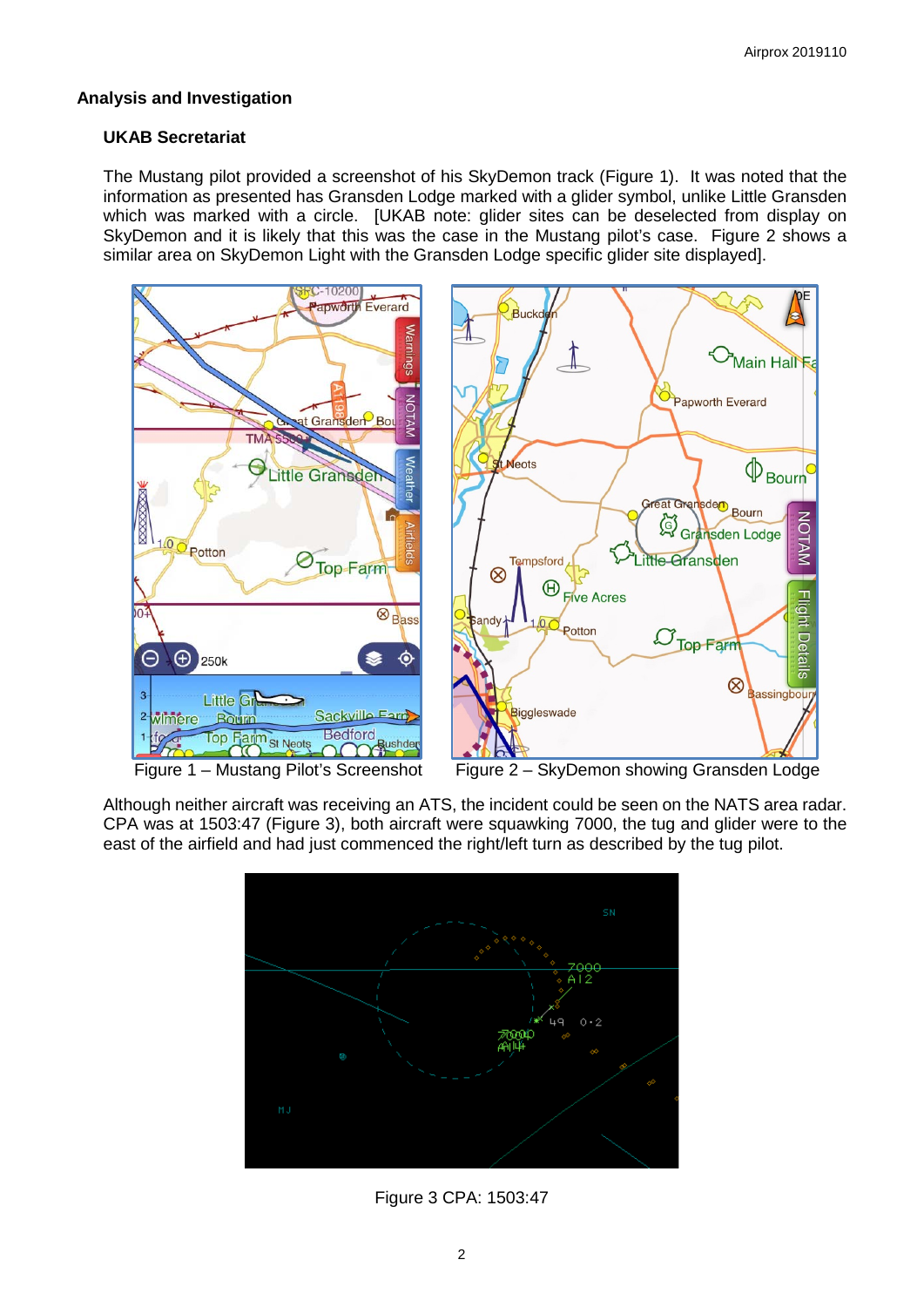## Analysis and Investigation

### UKAB Secretariat

The Mustang pilot provided a screenshot of his SkyDemon track (Figure 1). It was noted that the information as presented has Gransden Lodge marked with a glider symbol, unlike Little Gransden which was marked with a circle. [UKAB note: glider sites can be deselected from display on SkyDemon and it is likely that this was the case in the Mustang pilot's case. Figure 2 shows a similar area on SkyDemon Light with the Gransden Lodge specific glider site displayed].

Figure 1 – Mustang Pilot's Screenshot

Figure 2 – SkyDemon showing Gransden Lodge

Although neither aircraft was receiving an ATS, the incident could be seen on the NATS area radar. CPA was at 1503:47 (Figure 3), both aircraft were squawking 7000, the tug and glider were to the east of the airfield and had just commenced the right/left turn as described by the tug pilot.

Figure 3 CPA: 1503:47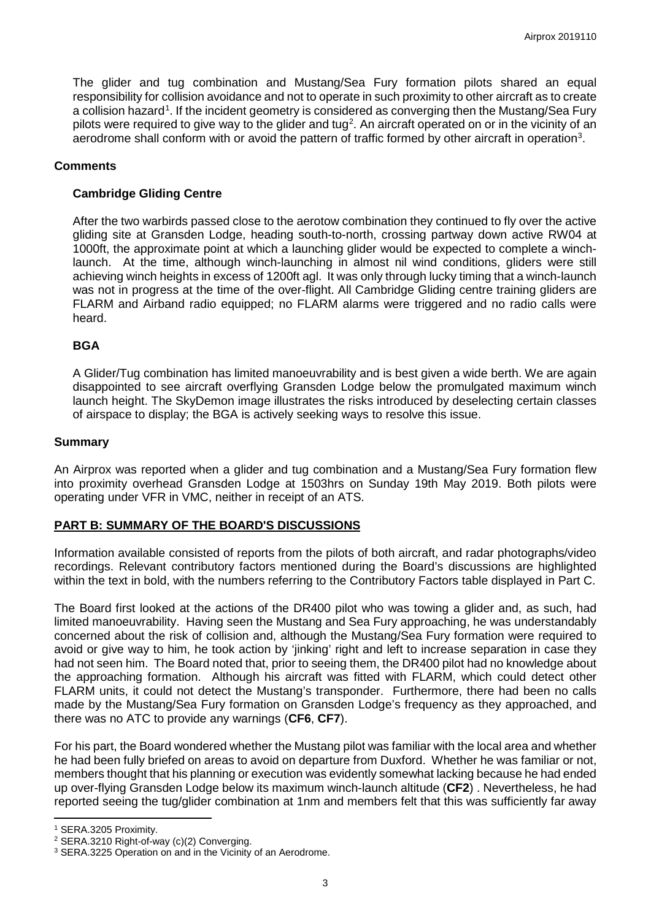The glider and tug combination and Mustang/Sea Fury formation pilots shared an equal responsibility for collision avoidance and not to operate in such proximity to other aircraft as to create a collision hazard[1]. If the incident geometry is considered as converging then the Mustang/Sea Fury pilots were required to give way to the glider and tug[2]. An aircraft operated on or in the vicinity of an aerodrome shall conform with or avoid the pattern of traffic formed by other aircraft in operation[3].

## Comments

### Cambridge Gliding Centre

After the two warbirds passed close to the aerotow combination they continued to fly over the active gliding site at Gransden Lodge, heading south-to-north, crossing partway down active RW04 at 1000ft, the approximate point at which a launching glider would be expected to complete a winch-launch. At the time, although winch-launching in almost nil wind conditions, gliders were still achieving winch heights in excess of 1200ft agl. It was only through lucky timing that a winch-launch was not in progress at the time of the over-flight. All Cambridge Gliding centre training gliders are FLARM and Airband radio equipped; no FLARM alarms were triggered and no radio calls were heard.

### BGA

A Glider/Tug combination has limited manoeuvrability and is best given a wide berth. We are again disappointed to see aircraft overflying Gransden Lodge below the promulgated maximum winch launch height. The SkyDemon image illustrates the risks introduced by deselecting certain classes of airspace to display; the BGA is actively seeking ways to resolve this issue.

## Summary

An Airprox was reported when a glider and tug combination and a Mustang/Sea Fury formation flew into proximity overhead Gransden Lodge at 1503hrs on Sunday 19th May 2019. Both pilots were operating under VFR in VMC, neither in receipt of an ATS.

## PART B: SUMMARY OF THE BOARD'S DISCUSSIONS

Information available consisted of reports from the pilots of both aircraft, and radar photographs/video recordings. Relevant contributory factors mentioned during the Board's discussions are highlighted within the text in bold, with the numbers referring to the Contributory Factors table displayed in Part C.

The Board first looked at the actions of the DR400 pilot who was towing a glider and, as such, had limited manoeuvrability. Having seen the Mustang and Sea Fury approaching, he was understandably concerned about the risk of collision and, although the Mustang/Sea Fury formation were required to avoid or give way to him, he took action by 'jinking' right and left to increase separation in case they had not seen him. The Board noted that, prior to seeing them, the DR400 pilot had no knowledge about the approaching formation. Although his aircraft was fitted with FLARM, which could detect other FLARM units, it could not detect the Mustang's transponder. Furthermore, there had been no calls made by the Mustang/Sea Fury formation on Gransden Lodge's frequency as they approached, and there was no ATC to provide any warnings (**CF6**, **CF7**).

For his part, the Board wondered whether the Mustang pilot was familiar with the local area and whether he had been fully briefed on areas to avoid on departure from Duxford. Whether he was familiar or not, members thought that his planning or execution was evidently somewhat lacking because he had ended up over-flying Gransden Lodge below its maximum winch-launch altitude (**CF2**) . Nevertheless, he had reported seeing the tug/glider combination at 1nm and members felt that this was sufficiently far away

---

[1] SERA.3205 Proximity.
[2] SERA.3210 Right-of-way (c)(2) Converging.
[3] SERA.3225 Operation on and in the Vicinity of an Aerodrome.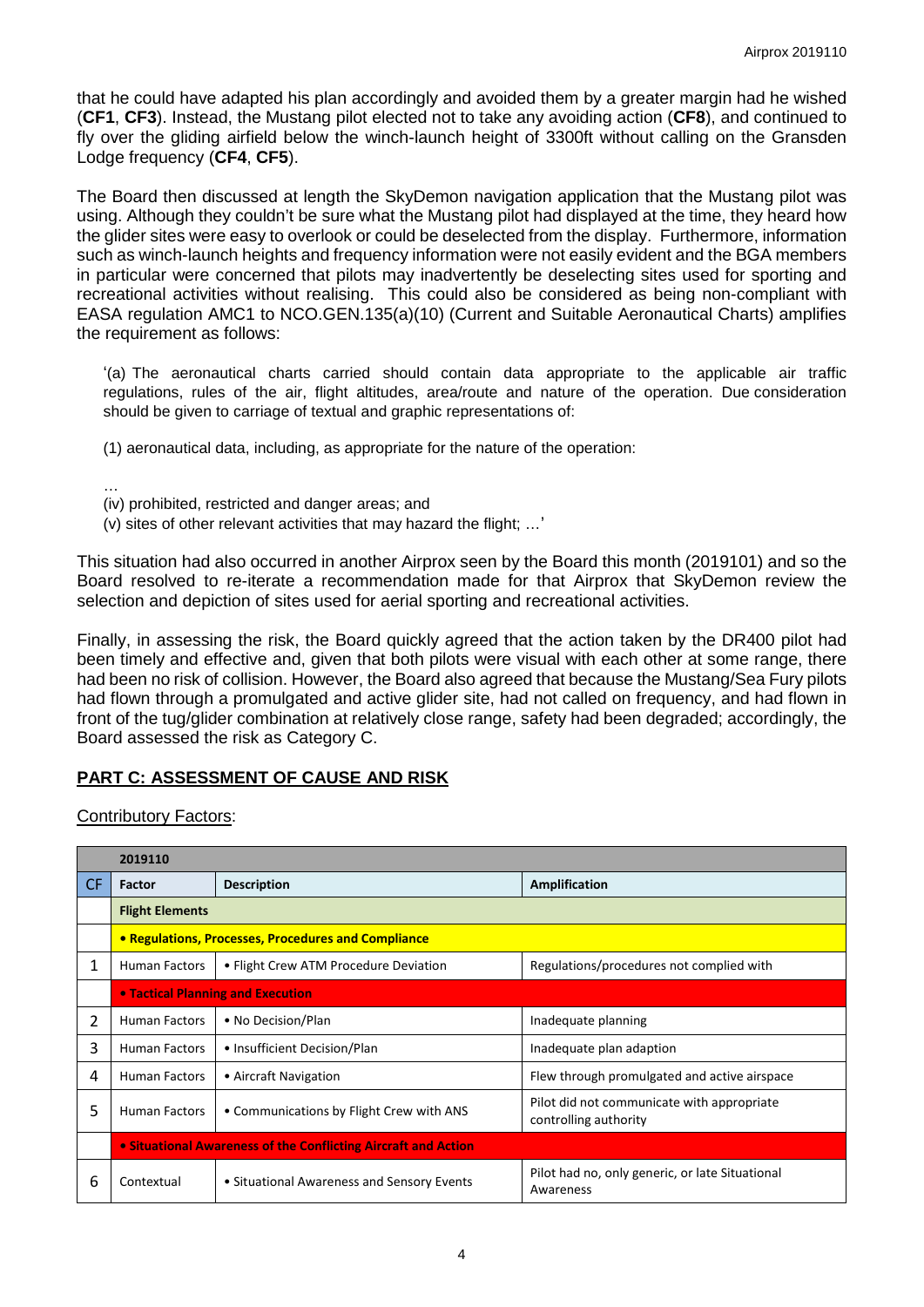that he could have adapted his plan accordingly and avoided them by a greater margin had he wished (**CF1**, **CF3**). Instead, the Mustang pilot elected not to take any avoiding action (**CF8**), and continued to fly over the gliding airfield below the winch-launch height of 3300ft without calling on the Gransden Lodge frequency (**CF4**, **CF5**).

The Board then discussed at length the SkyDemon navigation application that the Mustang pilot was using. Although they couldn't be sure what the Mustang pilot had displayed at the time, they heard how the glider sites were easy to overlook or could be deselected from the display. Furthermore, information such as winch-launch heights and frequency information were not easily evident and the BGA members in particular were concerned that pilots may inadvertently be deselecting sites used for sporting and recreational activities without realising. This could also be considered as being non-compliant with EASA regulation AMC1 to NCO.GEN.135(a)(10) (Current and Suitable Aeronautical Charts) amplifies the requirement as follows:

> '(a) The aeronautical charts carried should contain data appropriate to the applicable air traffic regulations, rules of the air, flight altitudes, area/route and nature of the operation. Due consideration should be given to carriage of textual and graphic representations of:
>
> (1) aeronautical data, including, as appropriate for the nature of the operation:
>
> …
>
> (iv) prohibited, restricted and danger areas; and
>
> (v) sites of other relevant activities that may hazard the flight; …'

This situation had also occurred in another Airprox seen by the Board this month (2019101) and so the Board resolved to re-iterate a recommendation made for that Airprox that SkyDemon review the selection and depiction of sites used for aerial sporting and recreational activities.

Finally, in assessing the risk, the Board quickly agreed that the action taken by the DR400 pilot had been timely and effective and, given that both pilots were visual with each other at some range, there had been no risk of collision. However, the Board also agreed that because the Mustang/Sea Fury pilots had flown through a promulgated and active glider site, had not called on frequency, and had flown in front of the tug/glider combination at relatively close range, safety had been degraded; accordingly, the Board assessed the risk as Category C.

## PART C: ASSESSMENT OF CAUSE AND RISK

Contributory Factors:

| | 2019110 | | |
|---|---|---|---|
| CF | Factor | Description | Amplification |
| | **Flight Elements** | | |
| | **• Regulations, Processes, Procedures and Compliance** | | |
| 1 | Human Factors | • Flight Crew ATM Procedure Deviation | Regulations/procedures not complied with |
| | **• Tactical Planning and Execution** | | |
| 2 | Human Factors | • No Decision/Plan | Inadequate planning |
| 3 | Human Factors | • Insufficient Decision/Plan | Inadequate plan adaption |
| 4 | Human Factors | • Aircraft Navigation | Flew through promulgated and active airspace |
| 5 | Human Factors | • Communications by Flight Crew with ANS | Pilot did not communicate with appropriate controlling authority |
| | **• Situational Awareness of the Conflicting Aircraft and Action** | | |
| 6 | Contextual | • Situational Awareness and Sensory Events | Pilot had no, only generic, or late Situational Awareness |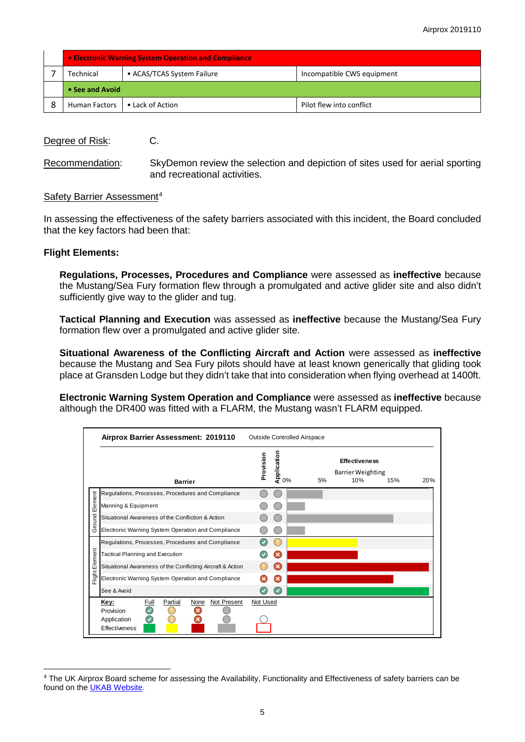| | | | |
|---|---|---|---|
| | **• Electronic Warning System Operation and Compliance** | | |
| 7 | Technical | • ACAS/TCAS System Failure | Incompatible CWS equipment |
| | **• See and Avoid** | | |
| 8 | Human Factors | • Lack of Action | Pilot flew into conflict |

Degree of Risk: C.

Recommendation: SkyDemon review the selection and depiction of sites used for aerial sporting and recreational activities.

Safety Barrier Assessment[4]

In assessing the effectiveness of the safety barriers associated with this incident, the Board concluded that the key factors had been that:

**Flight Elements:**

**Regulations, Processes, Procedures and Compliance** were assessed as **ineffective** because the Mustang/Sea Fury formation flew through a promulgated and active glider site and also didn't sufficiently give way to the glider and tug.

**Tactical Planning and Execution** was assessed as **ineffective** because the Mustang/Sea Fury formation flew over a promulgated and active glider site.

**Situational Awareness of the Conflicting Aircraft and Action** were assessed as **ineffective** because the Mustang and Sea Fury pilots should have at least known generically that gliding took place at Gransden Lodge but they didn't take that into consideration when flying overhead at 1400ft.

**Electronic Warning System Operation and Compliance** were assessed as **ineffective** because although the DR400 was fitted with a FLARM, the Mustang wasn't FLARM equipped.

Airprox Barrier Assessment: 2019110
Outside Controlled Airspace

Barrier | Provision | Application | Effectiveness | Barrier Weighting | 0% | 5% | 10% | 15% | 20%

Ground Element
Regulations, Processes, Procedures and Compliance
Manning & Equipment
Situational Awareness of the Confliction & Action
Electronic Warning System Operation and Compliance

Flight Element
Regulations, Processes, Procedures and Compliance
Tactical Planning and Execution
Situational Awareness of the Conflicting Aircraft & Action
Electronic Warning System Operation and Compliance
See & Avoid

Key: Full | Partial | None | Not Present | Not Used
Provision
Application
Effectiveness

[4] The UK Airprox Board scheme for assessing the Availability, Functionality and Effectiveness of safety barriers can be found on the UKAB Website.